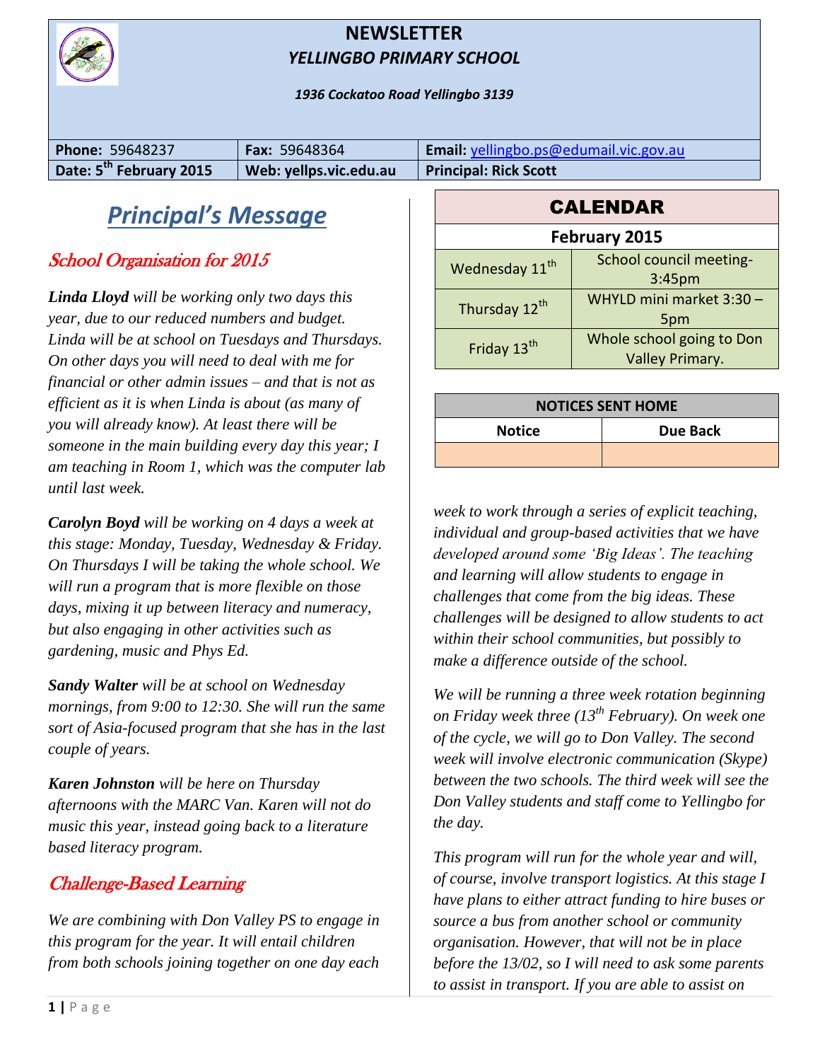# NEWSLETTER

## *YELLINGBO PRIMARY SCHOOL*

***1936 Cockatoo Road Yellingbo 3139***

| **Phone:** 59648237 | **Fax:** 59648364 | **Email:** yellingbo.ps@edumail.vic.gov.au |
|---|---|---|
| **Date: 5th February 2015** | **Web: yellps.vic.edu.au** | **Principal: Rick Scott** |

# *Principal's Message*

## School Organisation for 2015

***Linda Lloyd*** *will be working only two days this year, due to our reduced numbers and budget. Linda will be at school on Tuesdays and Thursdays. On other days you will need to deal with me for financial or other admin issues – and that is not as efficient as it is when Linda is about (as many of you will already know). At least there will be someone in the main building every day this year; I am teaching in Room 1, which was the computer lab until last week.*

***Carolyn Boyd*** *will be working on 4 days a week at this stage: Monday, Tuesday, Wednesday & Friday. On Thursdays I will be taking the whole school. We will run a program that is more flexible on those days, mixing it up between literacy and numeracy, but also engaging in other activities such as gardening, music and Phys Ed.*

***Sandy Walter*** *will be at school on Wednesday mornings, from 9:00 to 12:30. She will run the same sort of Asia-focused program that she has in the last couple of years.*

***Karen Johnston*** *will be here on Thursday afternoons with the MARC Van. Karen will not do music this year, instead going back to a literature based literacy program.*

## Challenge-Based Learning

*We are combining with Don Valley PS to engage in this program for the year. It will entail children from both schools joining together on one day each week to work through a series of explicit teaching, individual and group-based activities that we have developed around some 'Big Ideas'. The teaching and learning will allow students to engage in challenges that come from the big ideas. These challenges will be designed to allow students to act within their school communities, but possibly to make a difference outside of the school.*

*We will be running a three week rotation beginning on Friday week three (13th February). On week one of the cycle, we will go to Don Valley. The second week will involve electronic communication (Skype) between the two schools. The third week will see the Don Valley students and staff come to Yellingbo for the day.*

*This program will run for the whole year and will, of course, involve transport logistics. At this stage I have plans to either attract funding to hire buses or source a bus from another school or community organisation. However, that will not be in place before the 13/02, so I will need to ask some parents to assist in transport. If you are able to assist on*

## CALENDAR

| February 2015 | |
|---|---|
| Wednesday 11th | School council meeting- 3:45pm |
| Thursday 12th | WHYLD mini market 3:30 – 5pm |
| Friday 13th | Whole school going to Don Valley Primary. |

| NOTICES SENT HOME | |
|---|---|
| **Notice** | **Due Back** |
| | |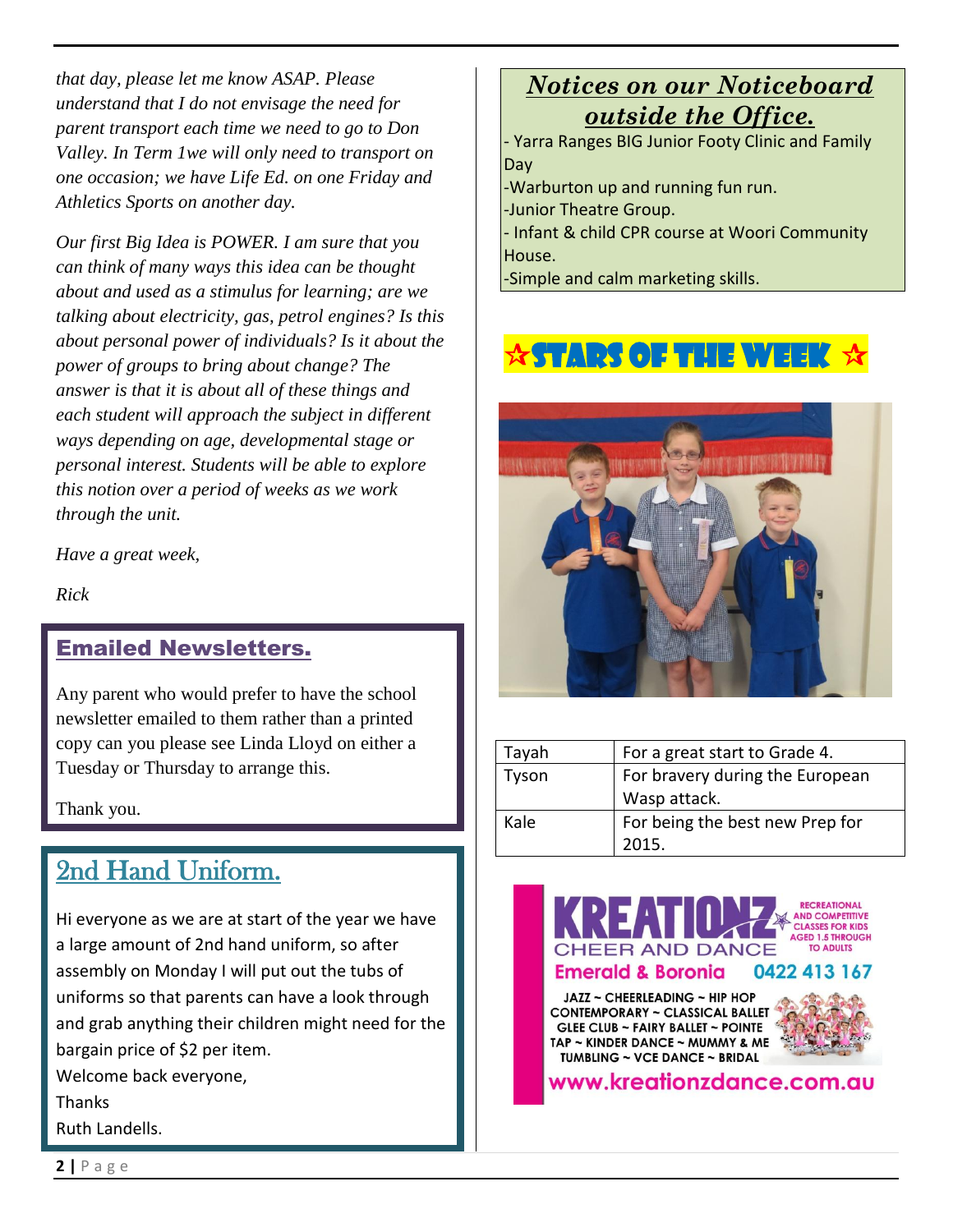*that day, please let me know ASAP. Please understand that I do not envisage the need for parent transport each time we need to go to Don Valley. In Term 1we will only need to transport on one occasion; we have Life Ed. on one Friday and Athletics Sports on another day.*

*Our first Big Idea is POWER. I am sure that you can think of many ways this idea can be thought about and used as a stimulus for learning; are we talking about electricity, gas, petrol engines? Is this about personal power of individuals? Is it about the power of groups to bring about change? The answer is that it is about all of these things and each student will approach the subject in different ways depending on age, developmental stage or personal interest. Students will be able to explore this notion over a period of weeks as we work through the unit.*

*Have a great week,*

*Rick*

## Emailed Newsletters.

Any parent who would prefer to have the school newsletter emailed to them rather than a printed copy can you please see Linda Lloyd on either a Tuesday or Thursday to arrange this.

Thank you.

## 2nd Hand Uniform.

Hi everyone as we are at start of the year we have a large amount of 2nd hand uniform, so after assembly on Monday I will put out the tubs of uniforms so that parents can have a look through and grab anything their children might need for the bargain price of $2 per item.
Welcome back everyone,
Thanks
Ruth Landells.

## *Notices on our Noticeboard outside the Office.*

- Yarra Ranges BIG Junior Footy Clinic and Family Day
- Warburton up and running fun run.
- Junior Theatre Group.
- Infant & child CPR course at Woori Community House.
- Simple and calm marketing skills.

## ☆STARS OF THE WEEK ☆

| | |
|---|---|
| Tayah | For a great start to Grade 4. |
| Tyson | For bravery during the European Wasp attack. |
| Kale | For being the best new Prep for 2015. |

KREATIONZ CHEER AND DANCE
RECREATIONAL AND COMPETITIVE CLASSES FOR KIDS AGED 1.5 THROUGH TO ADULTS
Emerald & Boronia 0422 413 167
JAZZ ~ CHEERLEADING ~ HIP HOP
CONTEMPORARY ~ CLASSICAL BALLET
GLEE CLUB ~ FAIRY BALLET ~ POINTE
TAP ~ KINDER DANCE ~ MUMMY & ME
TUMBLING ~ VCE DANCE ~ BRIDAL
www.kreationzdance.com.au